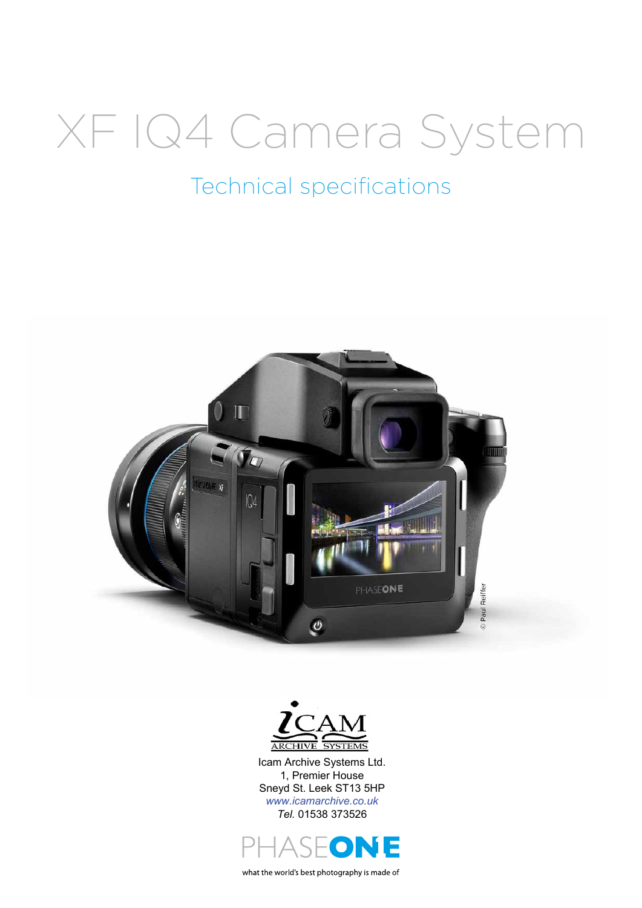# XF IQ4 Camera System

## Technical specifications

© Paul Reiffer

Icam Archive Systems Ltd.
1, Premier House
Sneyd St. Leek ST13 5HP
*www.icamarchive.co.uk*
*Tel.* 01538 373526

PHASEONE

what the world's best photography is made of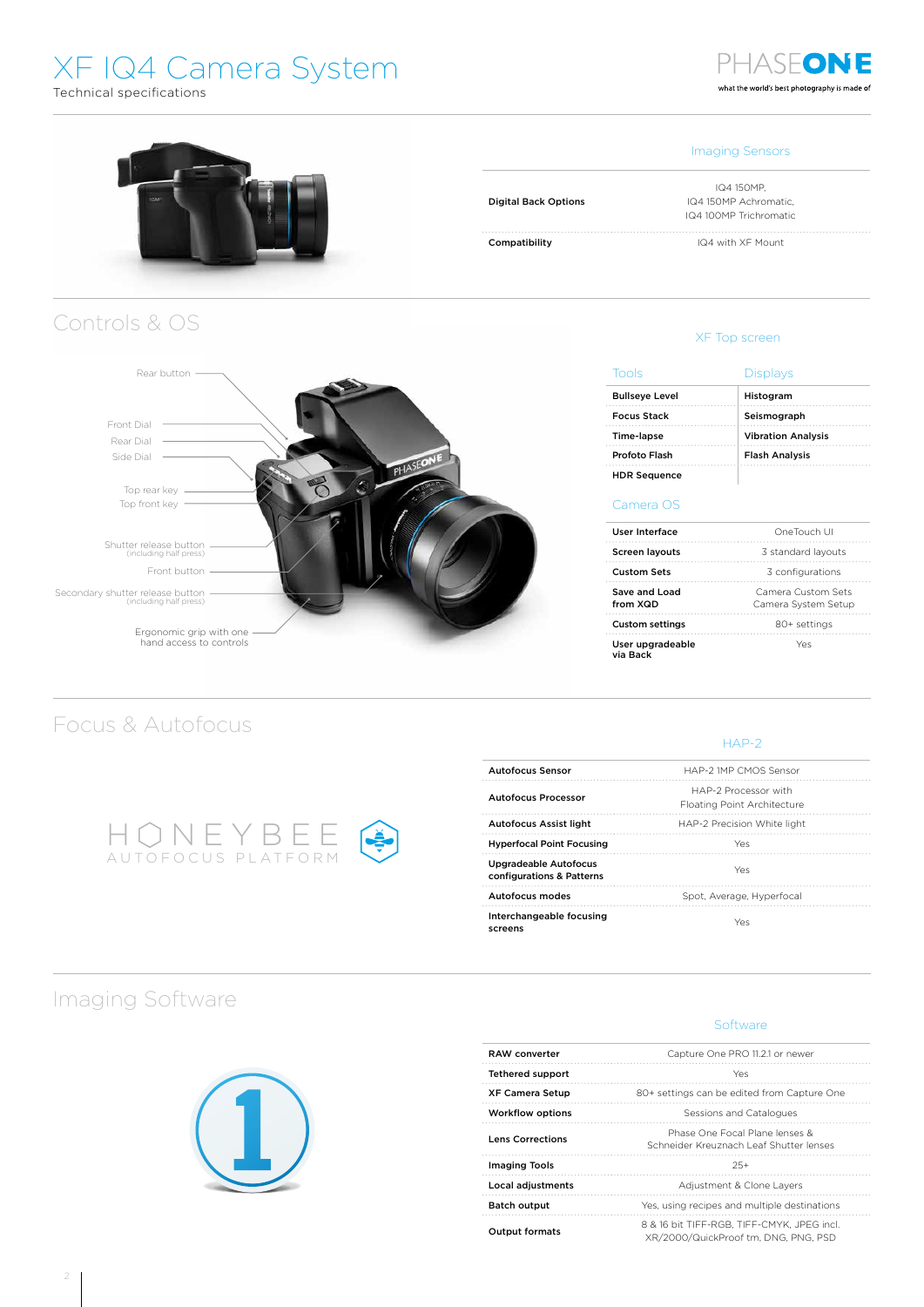# XF IQ4 Camera System

Technical specifications

PHASEONE
what the world's best photography is made of

### Imaging Sensors

| | |
|---|---|
| Digital Back Options | IQ4 150MP, IQ4 150MP Achromatic, IQ4 100MP Trichromatic |
| Compatibility | IQ4 with XF Mount |

## Controls & OS

Rear button

Front Dial

Rear Dial

Side Dial

Top rear key

Top front key

Shutter release button (including half press)

Front button

Secondary shutter release button (including half press)

Ergonomic grip with one hand access to controls

### XF Top screen

| Tools | Displays |
|---|---|
| Bullseye Level | Histogram |
| Focus Stack | Seismograph |
| Time-lapse | Vibration Analysis |
| Profoto Flash | Flash Analysis |
| HDR Sequence | |

### Camera OS

| | |
|---|---|
| User Interface | OneTouch UI |
| Screen layouts | 3 standard layouts |
| Custom Sets | 3 configurations |
| Save and Load from XQD | Camera Custom Sets, Camera System Setup |
| Custom settings | 80+ settings |
| User upgradeable via Back | Yes |

## Focus & Autofocus

HONEYBEE AUTOFOCUS PLATFORM

### HAP-2

| | |
|---|---|
| Autofocus Sensor | HAP-2 1MP CMOS Sensor |
| Autofocus Processor | HAP-2 Processor with Floating Point Architecture |
| Autofocus Assist light | HAP-2 Precision White light |
| Hyperfocal Point Focusing | Yes |
| Upgradeable Autofocus configurations & Patterns | Yes |
| Autofocus modes | Spot, Average, Hyperfocal |
| Interchangeable focusing screens | Yes |

## Imaging Software

### Software

| | |
|---|---|
| RAW converter | Capture One PRO 11.2.1 or newer |
| Tethered support | Yes |
| XF Camera Setup | 80+ settings can be edited from Capture One |
| Workflow options | Sessions and Catalogues |
| Lens Corrections | Phase One Focal Plane lenses & Schneider Kreuznach Leaf Shutter lenses |
| Imaging Tools | 25+ |
| Local adjustments | Adjustment & Clone Layers |
| Batch output | Yes, using recipes and multiple destinations |
| Output formats | 8 & 16 bit TIFF-RGB, TIFF-CMYK, JPEG incl. XR/2000/QuickProof tm, DNG, PNG, PSD |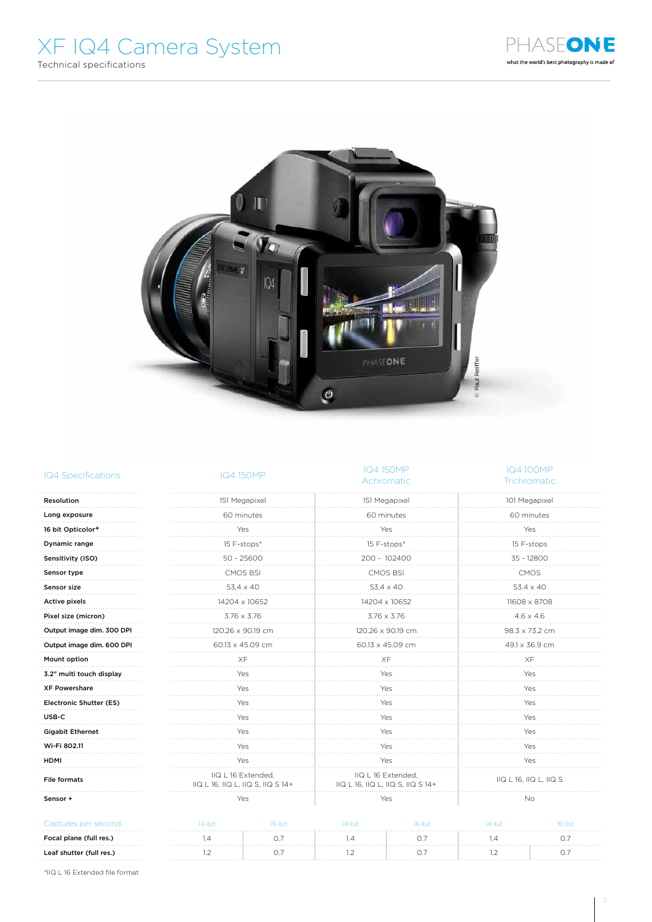# XF IQ4 Camera System

Technical specifications

PHASEONE
what the world's best photography is made of

| IQ4 Specifications | IQ4 150MP | IQ4 150MP Achromatic | IQ4 100MP Trichromatic |
|---|---|---|---|
| **Resolution** | 151 Megapixel | 151 Megapixel | 101 Megapixel |
| **Long exposure** | 60 minutes | 60 minutes | 60 minutes |
| **16 bit Opticolor+** | Yes | Yes | Yes |
| **Dynamic range** | 15 F-stops* | 15 F-stops* | 15 F-stops |
| **Sensitivity (ISO)** | 50 - 25600 | 200 - 102400 | 35 - 12800 |
| **Sensor type** | CMOS BSI | CMOS BSI | CMOS |
| **Sensor size** | 53,4 x 40 | 53,4 x 40 | 53.4 x 40 |
| **Active pixels** | 14204 x 10652 | 14204 x 10652 | 11608 x 8708 |
| **Pixel size (micron)** | 3.76 x 3.76 | 3.76 x 3.76 | 4.6 x 4.6 |
| **Output image dim. 300 DPI** | 120.26 x 90.19 cm | 120.26 x 90.19 cm | 98.3 x 73.2 cm |
| **Output image dim. 600 DPI** | 60.13 x 45.09 cm | 60.13 x 45.09 cm | 49.1 x 36.9 cm |
| **Mount option** | XF | XF | XF |
| **3.2" multi touch display** | Yes | Yes | Yes |
| **XF Powershare** | Yes | Yes | Yes |
| **Electronic Shutter (ES)** | Yes | Yes | Yes |
| **USB-C** | Yes | Yes | Yes |
| **Gigabit Ethernet** | Yes | Yes | Yes |
| **Wi-Fi 802.11** | Yes | Yes | Yes |
| **HDMI** | Yes | Yes | Yes |
| **File formats** | IIQ L 16 Extended, IIQ L 16, IIQ L, IIQ S, IIQ S 14+ | IIQ L 16 Extended, IIQ L 16, IIQ L, IIQ S, IIQ S 14+ | IIQ L 16, IIQ L, IIQ S |
| **Sensor +** | Yes | Yes | No |

| Captures per second | 14-bit | 16-bit | 14-bit | 16-bit | 14-bit | 16-bit |
|---|---|---|---|---|---|---|
| **Focal plane (full res.)** | 1.4 | 0.7 | 1.4 | 0.7 | 1.4 | 0.7 |
| **Leaf shutter (full res.)** | 1.2 | 0.7 | 1.2 | 0.7 | 1.2 | 0.7 |

*IIQ L 16 Extended file format